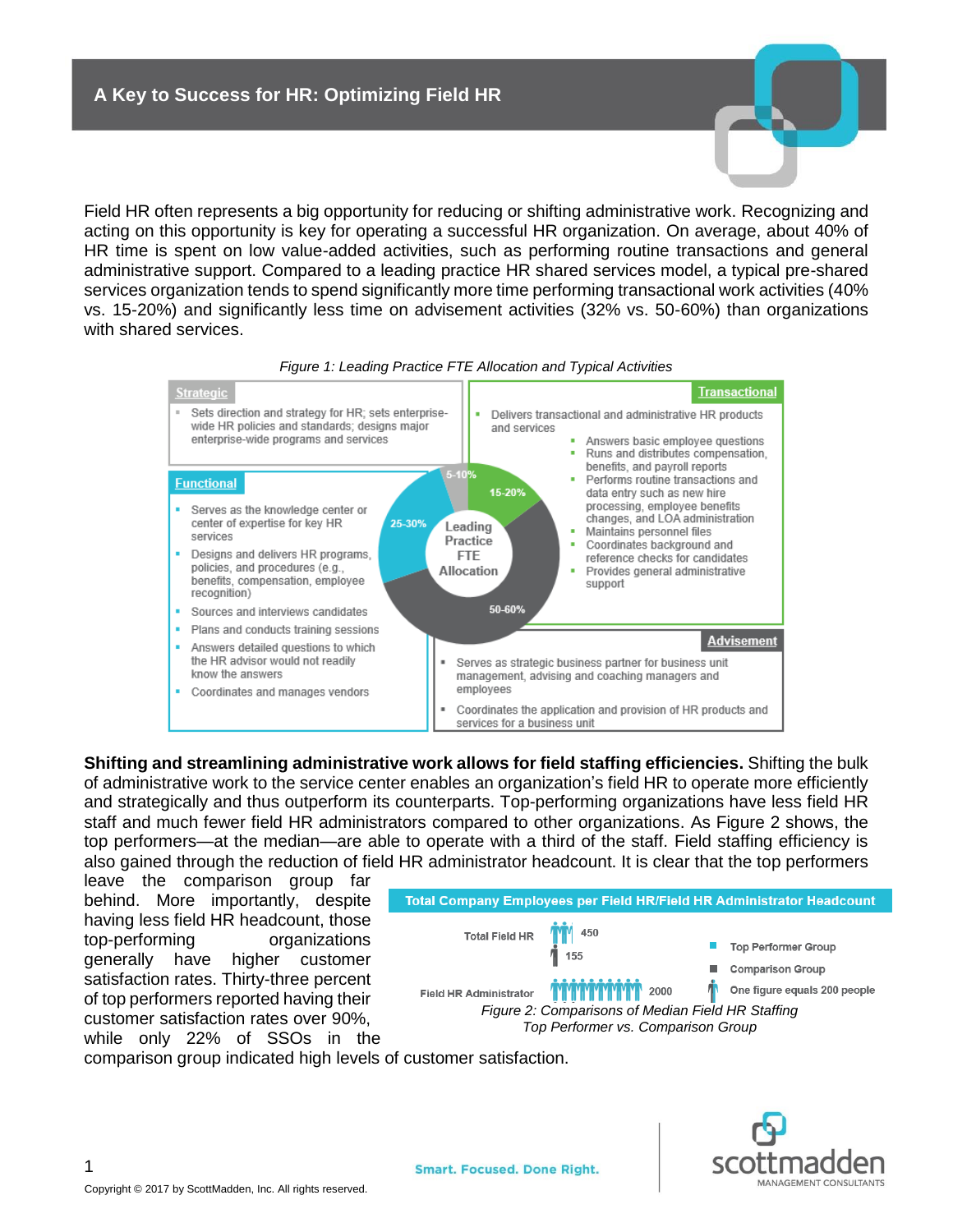# A Key to Success for HR: Optimizing Field HR

Field HR often represents a big opportunity for reducing or shifting administrative work. Recognizing and acting on this opportunity is key for operating a successful HR organization. On average, about 40% of HR time is spent on low value-added activities, such as performing routine transactions and general administrative support. Compared to a leading practice HR shared services model, a typical pre-shared services organization tends to spend significantly more time performing transactional work activities (40% vs. 15-20%) and significantly less time on advisement activities (32% vs. 50-60%) than organizations with shared services.

*Figure 1: Leading Practice FTE Allocation and Typical Activities*

**Leading Practice FTE Allocation**

**Strategic** (5-10%)
- Sets direction and strategy for HR; sets enterprise-wide HR policies and standards; designs major enterprise-wide programs and services

**Transactional** (15-20%)
- Delivers transactional and administrative HR products and services
  - Answers basic employee questions
  - Runs and distributes compensation, benefits, and payroll reports
  - Performs routine transactions and data entry such as new hire processing, employee benefits changes, and LOA administration
  - Maintains personnel files
  - Coordinates background and reference checks for candidates
  - Provides general administrative support

**Functional** (25-30%)
- Serves as the knowledge center or center of expertise for key HR services
- Designs and delivers HR programs, policies, and procedures (e.g., benefits, compensation, employee recognition)
- Sources and interviews candidates
- Plans and conducts training sessions
- Answers detailed questions to which the HR advisor would not readily know the answers
- Coordinates and manages vendors

**Advisement** (50-60%)
- Serves as strategic business partner for business unit management, advising and coaching managers and employees
- Coordinates the application and provision of HR products and services for a business unit

**Shifting and streamlining administrative work allows for field staffing efficiencies.** Shifting the bulk of administrative work to the service center enables an organization's field HR to operate more efficiently and strategically and thus outperform its counterparts. Top-performing organizations have less field HR staff and much fewer field HR administrators compared to other organizations. As Figure 2 shows, the top performers—at the median—are able to operate with a third of the staff. Field staffing efficiency is also gained through the reduction of field HR administrator headcount. It is clear that the top performers leave the comparison group far behind. More importantly, despite having less field HR headcount, those top-performing organizations generally have higher customer satisfaction rates. Thirty-three percent of top performers reported having their customer satisfaction rates over 90%, while only 22% of SSOs in the comparison group indicated high levels of customer satisfaction.

**Total Company Employees per Field HR/Field HR Administrator Headcount**

| | Value |
|---|---|
| Total Field HR | 450 (Top Performer Group) |
| | 155 (Comparison Group) |
| Field HR Administrator | 2000 (Top Performer Group) |

Legend: Top Performer Group; Comparison Group; One figure equals 200 people

*Figure 2: Comparisons of Median Field HR Staffing Top Performer vs. Comparison Group*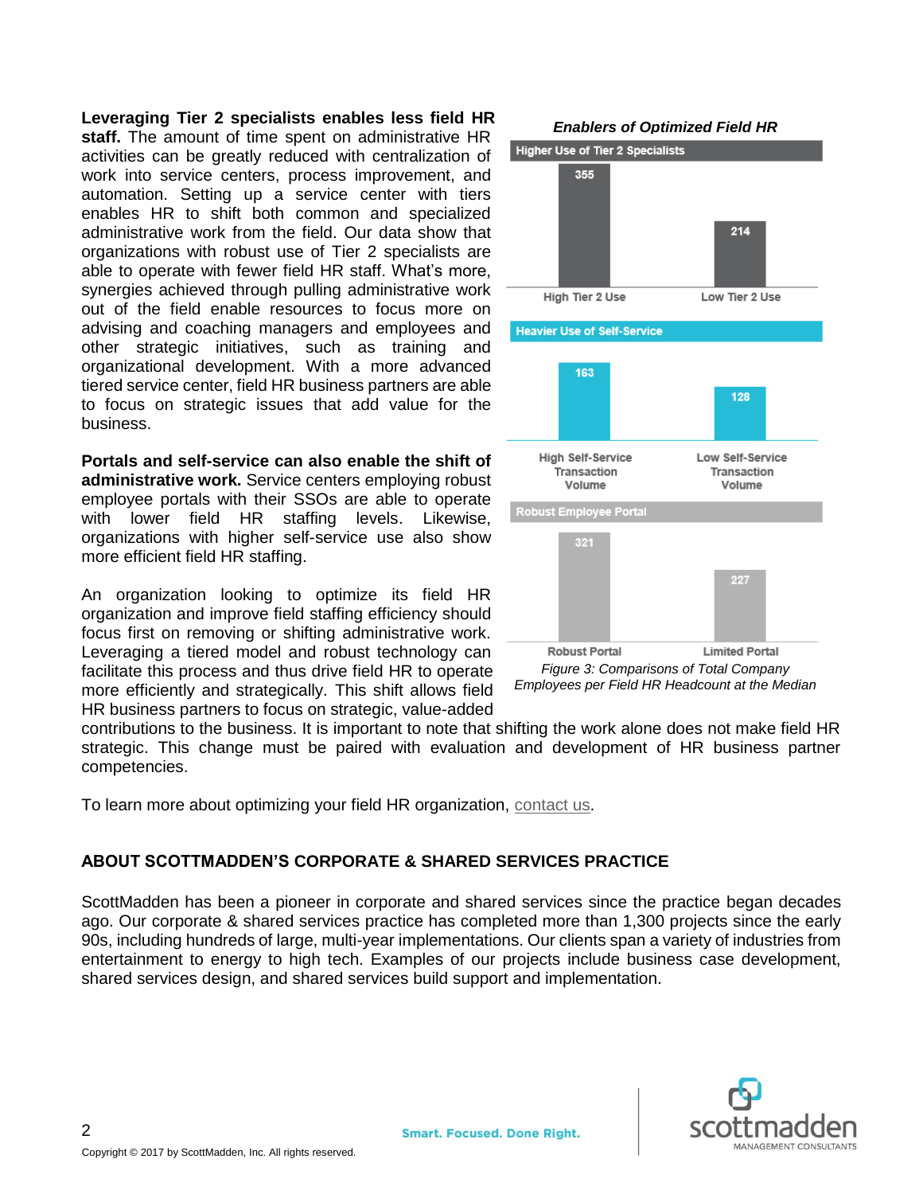**Leveraging Tier 2 specialists enables less field HR staff.** The amount of time spent on administrative HR activities can be greatly reduced with centralization of work into service centers, process improvement, and automation. Setting up a service center with tiers enables HR to shift both common and specialized administrative work from the field. Our data show that organizations with robust use of Tier 2 specialists are able to operate with fewer field HR staff. What's more, synergies achieved through pulling administrative work out of the field enable resources to focus more on advising and coaching managers and employees and other strategic initiatives, such as training and organizational development. With a more advanced tiered service center, field HR business partners are able to focus on strategic issues that add value for the business.

**Portals and self-service can also enable the shift of administrative work.** Service centers employing robust employee portals with their SSOs are able to operate with lower field HR staffing levels. Likewise, organizations with higher self-service use also show more efficient field HR staffing.

An organization looking to optimize its field HR organization and improve field staffing efficiency should focus first on removing or shifting administrative work. Leveraging a tiered model and robust technology can facilitate this process and thus drive field HR to operate more efficiently and strategically. This shift allows field HR business partners to focus on strategic, value-added contributions to the business. It is important to note that shifting the work alone does not make field HR strategic. This change must be paired with evaluation and development of HR business partner competencies.

*Enablers of Optimized Field HR*

| Enabler | Comparison | Employees per Field HR Headcount |
|---|---|---|
| Higher Use of Tier 2 Specialists | High Tier 2 Use | 355 |
| | Low Tier 2 Use | 214 |
| Heavier Use of Self-Service | High Self-Service Transaction Volume | 163 |
| | Low Self-Service Transaction Volume | 128 |
| Robust Employee Portal | Robust Portal | 321 |
| | Limited Portal | 227 |

*Figure 3: Comparisons of Total Company Employees per Field HR Headcount at the Median*

To learn more about optimizing your field HR organization, contact us.

## ABOUT SCOTTMADDEN'S CORPORATE & SHARED SERVICES PRACTICE

ScottMadden has been a pioneer in corporate and shared services since the practice began decades ago. Our corporate & shared services practice has completed more than 1,300 projects since the early 90s, including hundreds of large, multi-year implementations. Our clients span a variety of industries from entertainment to energy to high tech. Examples of our projects include business case development, shared services design, and shared services build support and implementation.

Copyright © 2017 by ScottMadden, Inc. All rights reserved.

Smart. Focused. Done Right.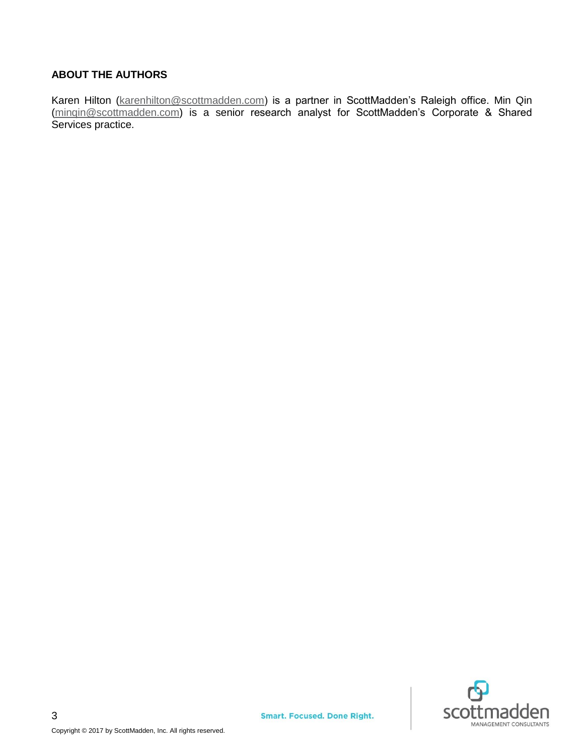## ABOUT THE AUTHORS

Karen Hilton (karenhilton@scottmadden.com) is a partner in ScottMadden's Raleigh office. Min Qin (minqin@scottmadden.com) is a senior research analyst for ScottMadden's Corporate & Shared Services practice.